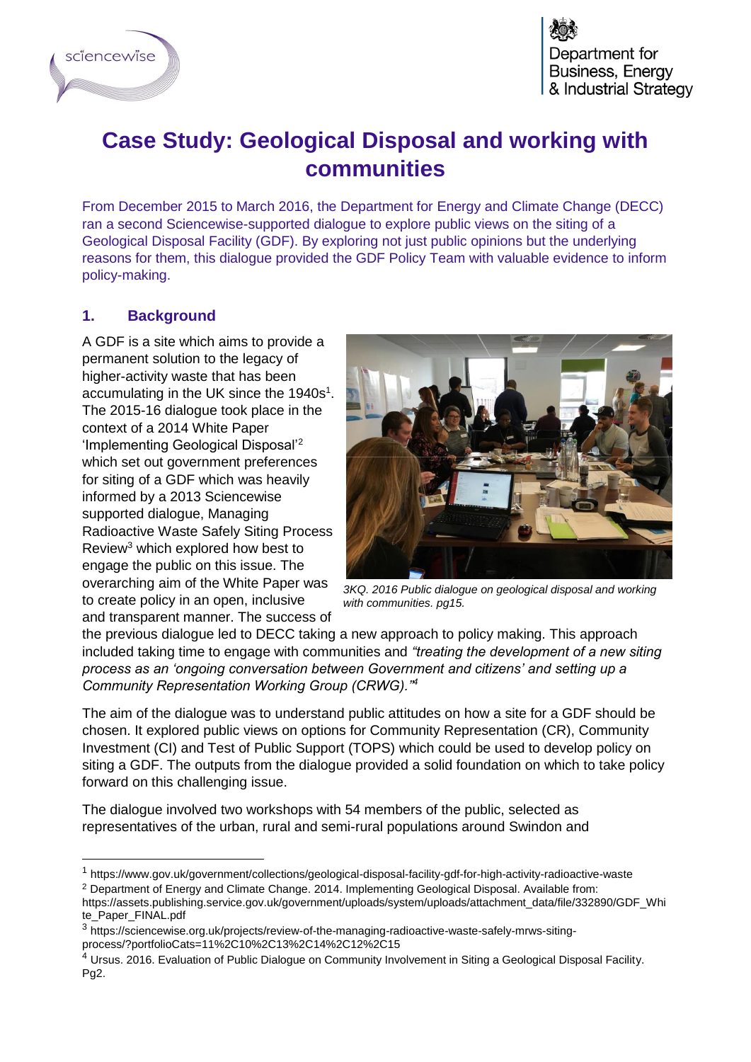# Case Study: Geological Disposal and working with communities

From December 2015 to March 2016, the Department for Energy and Climate Change (DECC) ran a second Sciencewise-supported dialogue to explore public views on the siting of a Geological Disposal Facility (GDF). By exploring not just public opinions but the underlying reasons for them, this dialogue provided the GDF Policy Team with valuable evidence to inform policy-making.

## 1. Background

A GDF is a site which aims to provide a permanent solution to the legacy of higher-activity waste that has been accumulating in the UK since the 1940s[1]. The 2015-16 dialogue took place in the context of a 2014 White Paper 'Implementing Geological Disposal'[2] which set out government preferences for siting of a GDF which was heavily informed by a 2013 Sciencewise supported dialogue, Managing Radioactive Waste Safely Siting Process Review[3] which explored how best to engage the public on this issue. The overarching aim of the White Paper was to create policy in an open, inclusive and transparent manner. The success of the previous dialogue led to DECC taking a new approach to policy making. This approach included taking time to engage with communities and *"treating the development of a new siting process as an 'ongoing conversation between Government and citizens' and setting up a Community Representation Working Group (CRWG)."*[4]

*3KQ. 2016 Public dialogue on geological disposal and working with communities. pg15.*

The aim of the dialogue was to understand public attitudes on how a site for a GDF should be chosen. It explored public views on options for Community Representation (CR), Community Investment (CI) and Test of Public Support (TOPS) which could be used to develop policy on siting a GDF. The outputs from the dialogue provided a solid foundation on which to take policy forward on this challenging issue.

The dialogue involved two workshops with 54 members of the public, selected as representatives of the urban, rural and semi-rural populations around Swindon and

---

[1] https://www.gov.uk/government/collections/geological-disposal-facility-gdf-for-high-activity-radioactive-waste

[2] Department of Energy and Climate Change. 2014. Implementing Geological Disposal. Available from: https://assets.publishing.service.gov.uk/government/uploads/system/uploads/attachment_data/file/332890/GDF_White_Paper_FINAL.pdf

[3] https://sciencewise.org.uk/projects/review-of-the-managing-radioactive-waste-safely-mrws-siting-process/?portfolioCats=11%2C10%2C13%2C14%2C12%2C15

[4] Ursus. 2016. Evaluation of Public Dialogue on Community Involvement in Siting a Geological Disposal Facility. Pg2.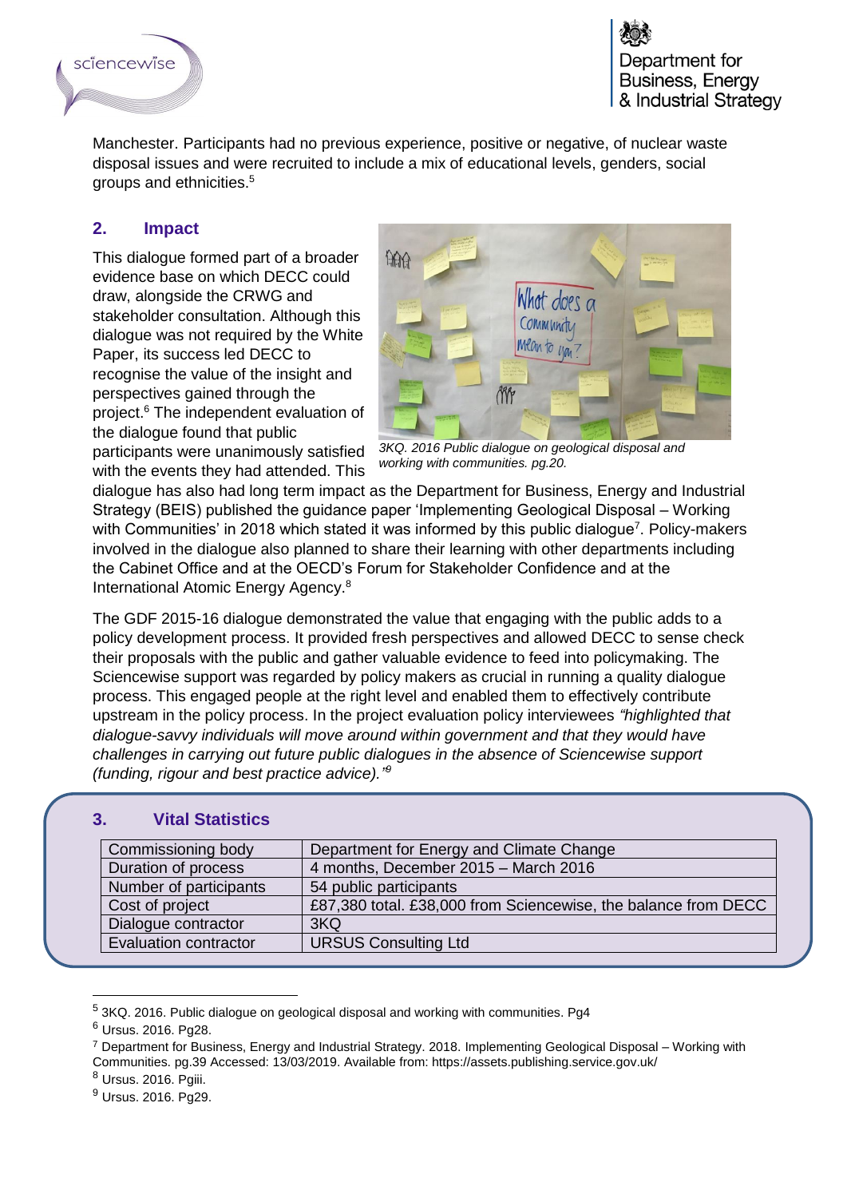Manchester. Participants had no previous experience, positive or negative, of nuclear waste disposal issues and were recruited to include a mix of educational levels, genders, social groups and ethnicities.[5]

## 2. Impact

This dialogue formed part of a broader evidence base on which DECC could draw, alongside the CRWG and stakeholder consultation. Although this dialogue was not required by the White Paper, its success led DECC to recognise the value of the insight and perspectives gained through the project.[6] The independent evaluation of the dialogue found that public participants were unanimously satisfied with the events they had attended. This dialogue has also had long term impact as the Department for Business, Energy and Industrial Strategy (BEIS) published the guidance paper 'Implementing Geological Disposal – Working with Communities' in 2018 which stated it was informed by this public dialogue[7]. Policy-makers involved in the dialogue also planned to share their learning with other departments including the Cabinet Office and at the OECD's Forum for Stakeholder Confidence and at the International Atomic Energy Agency.[8]

*3KQ. 2016 Public dialogue on geological disposal and working with communities. pg.20.*

The GDF 2015-16 dialogue demonstrated the value that engaging with the public adds to a policy development process. It provided fresh perspectives and allowed DECC to sense check their proposals with the public and gather valuable evidence to feed into policymaking. The Sciencewise support was regarded by policy makers as crucial in running a quality dialogue process. This engaged people at the right level and enabled them to effectively contribute upstream in the policy process. In the project evaluation policy interviewees *"highlighted that dialogue-savvy individuals will move around within government and that they would have challenges in carrying out future public dialogues in the absence of Sciencewise support (funding, rigour and best practice advice)."*[9]

## 3. Vital Statistics

| | |
|---|---|
| Commissioning body | Department for Energy and Climate Change |
| Duration of process | 4 months, December 2015 – March 2016 |
| Number of participants | 54 public participants |
| Cost of project | £87,380 total. £38,000 from Sciencewise, the balance from DECC |
| Dialogue contractor | 3KQ |
| Evaluation contractor | URSUS Consulting Ltd |

---

[5] 3KQ. 2016. Public dialogue on geological disposal and working with communities. Pg4

[6] Ursus. 2016. Pg28.

[7] Department for Business, Energy and Industrial Strategy. 2018. Implementing Geological Disposal – Working with Communities. pg.39 Accessed: 13/03/2019. Available from: https://assets.publishing.service.gov.uk/

[8] Ursus. 2016. Pgiii.

[9] Ursus. 2016. Pg29.